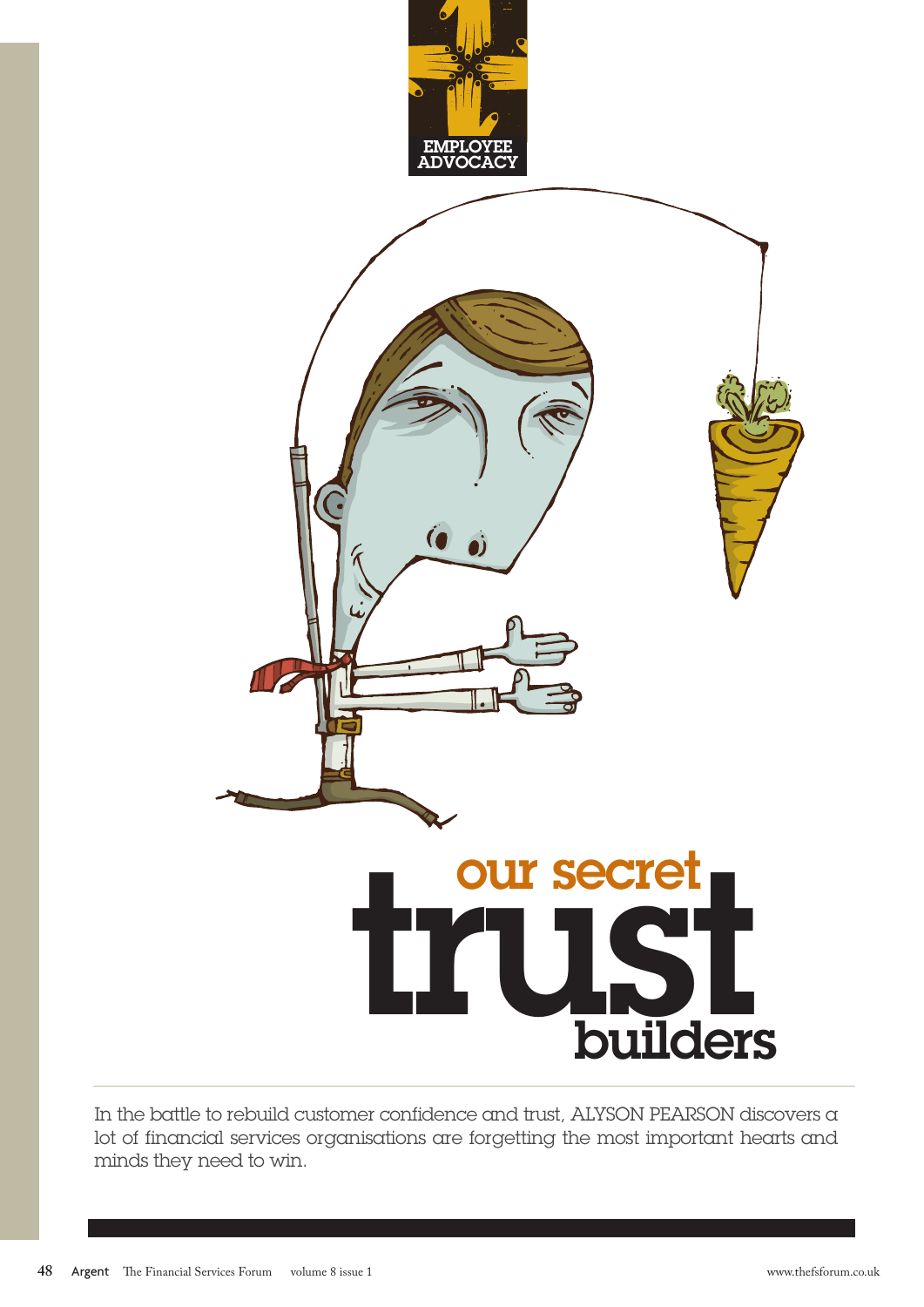EMPLOYEE ADVOCACY

# our secret trust builders

In the battle to rebuild customer confidence and trust, ALYSON PEARSON discovers a lot of financial services organisations are forgetting the most important hearts and minds they need to win.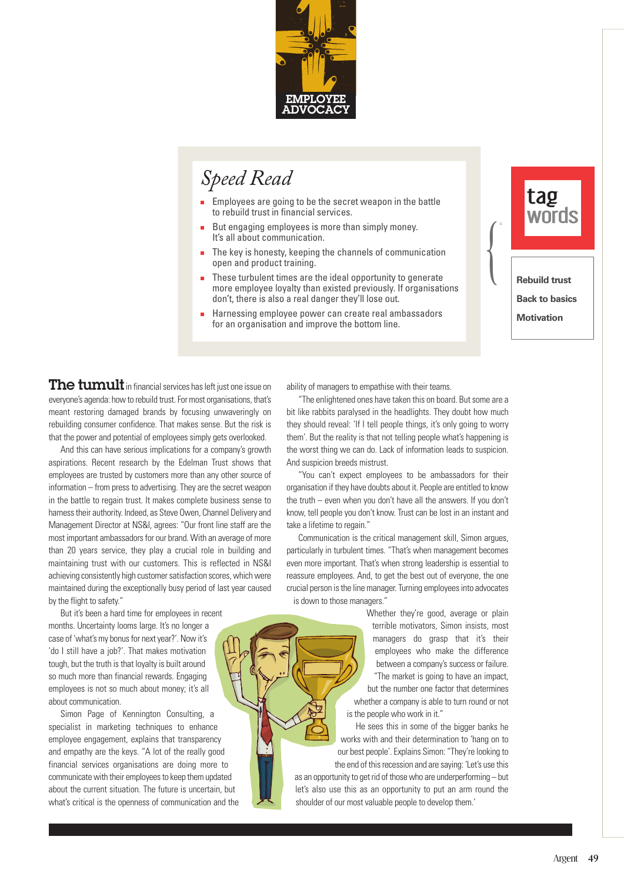EMPLOYEE ADVOCACY

## Speed Read

- Employees are going to be the secret weapon in the battle to rebuild trust in financial services.
- But engaging employees is more than simply money. It's all about communication.
- The key is honesty, keeping the channels of communication open and product training.
- These turbulent times are the ideal opportunity to generate more employee loyalty than existed previously. If organisations don't, there is also a real danger they'll lose out.
- Harnessing employee power can create real ambassadors for an organisation and improve the bottom line.

**tag words**

**Rebuild trust**

**Back to basics**

**Motivation**

**The tumult** in financial services has left just one issue on everyone's agenda: how to rebuild trust. For most organisations, that's meant restoring damaged brands by focusing unwaveringly on rebuilding consumer confidence. That makes sense. But the risk is that the power and potential of employees simply gets overlooked.

And this can have serious implications for a company's growth aspirations. Recent research by the Edelman Trust shows that employees are trusted by customers more than any other source of information – from press to advertising. They are the secret weapon in the battle to regain trust. It makes complete business sense to harness their authority. Indeed, as Steve Owen, Channel Delivery and Management Director at NS&I, agrees: "Our front line staff are the most important ambassadors for our brand. With an average of more than 20 years service, they play a crucial role in building and maintaining trust with our customers. This is reflected in NS&I achieving consistently high customer satisfaction scores, which were maintained during the exceptionally busy period of last year caused by the flight to safety."

But it's been a hard time for employees in recent months. Uncertainty looms large. It's no longer a case of 'what's my bonus for next year?'. Now it's 'do I still have a job?'. That makes motivation tough, but the truth is that loyalty is built around so much more than financial rewards. Engaging employees is not so much about money; it's all about communication.

Simon Page of Kennington Consulting, a specialist in marketing techniques to enhance employee engagement, explains that transparency and empathy are the keys. "A lot of the really good financial services organisations are doing more to communicate with their employees to keep them updated about the current situation. The future is uncertain, but what's critical is the openness of communication and the ability of managers to empathise with their teams.

"The enlightened ones have taken this on board. But some are a bit like rabbits paralysed in the headlights. They doubt how much they should reveal: 'If I tell people things, it's only going to worry them'. But the reality is that not telling people what's happening is the worst thing we can do. Lack of information leads to suspicion. And suspicion breeds mistrust.

"You can't expect employees to be ambassadors for their organisation if they have doubts about it. People are entitled to know the truth – even when you don't have all the answers. If you don't know, tell people you don't know. Trust can be lost in an instant and take a lifetime to regain."

Communication is the critical management skill, Simon argues, particularly in turbulent times. "That's when management becomes even more important. That's when strong leadership is essential to reassure employees. And, to get the best out of everyone, the one crucial person is the line manager. Turning employees into advocates is down to those managers."

Whether they're good, average or plain terrible motivators, Simon insists, most managers do grasp that it's their employees who make the difference between a company's success or failure. "The market is going to have an impact, but the number one factor that determines whether a company is able to turn round or not is the people who work in it."

He sees this in some of the bigger banks he works with and their determination to 'hang on to our best people'. Explains Simon: "They're looking to the end of this recession and are saying: 'Let's use this as an opportunity to get rid of those who are underperforming – but let's also use this as an opportunity to put an arm round the shoulder of our most valuable people to develop them.'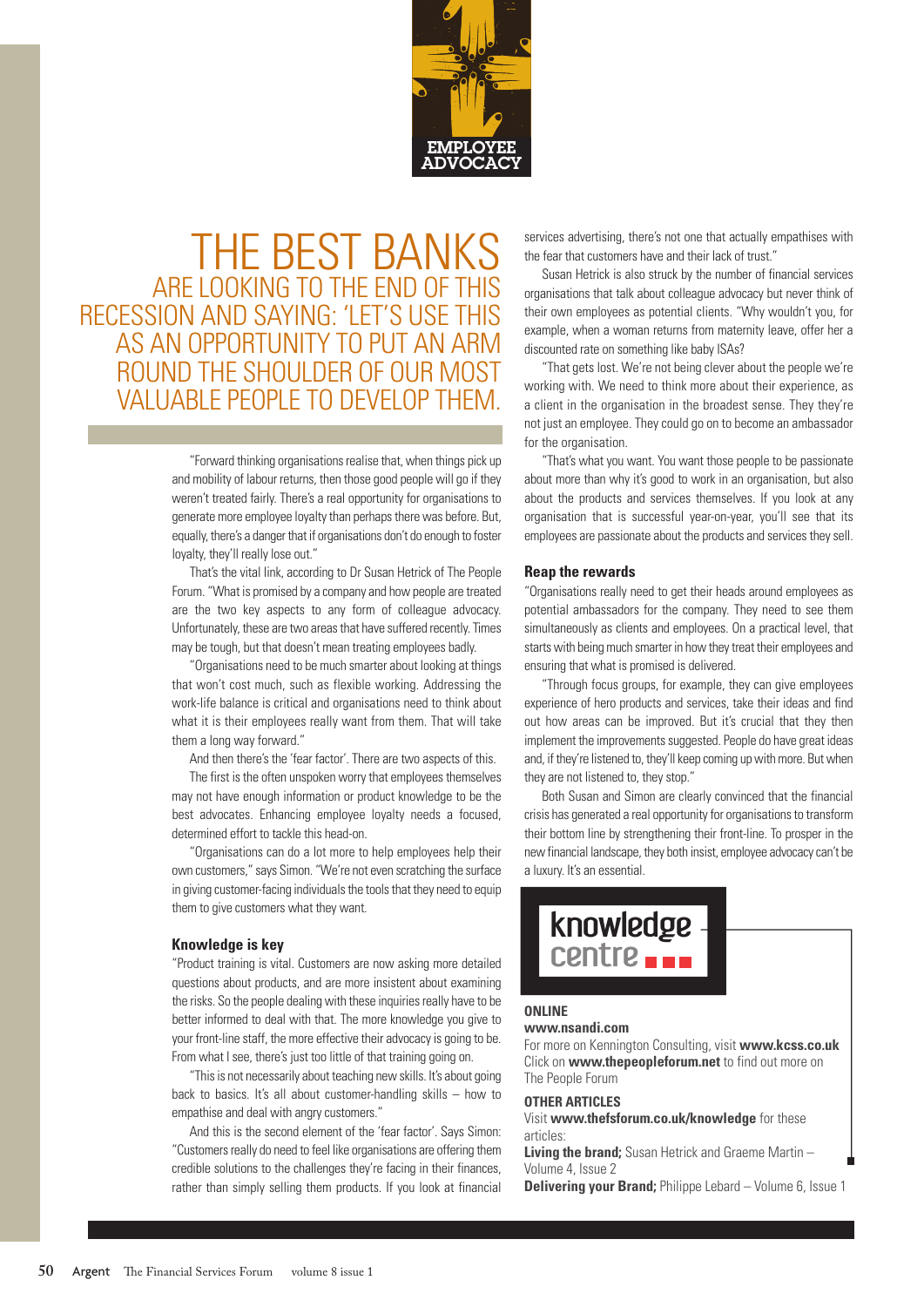EMPLOYEE ADVOCACY

# THE BEST BANKS ARE LOOKING TO THE END OF THIS RECESSION AND SAYING: 'LET'S USE THIS AS AN OPPORTUNITY TO PUT AN ARM ROUND THE SHOULDER OF OUR MOST VALUABLE PEOPLE TO DEVELOP THEM.

"Forward thinking organisations realise that, when things pick up and mobility of labour returns, then those good people will go if they weren't treated fairly. There's a real opportunity for organisations to generate more employee loyalty than perhaps there was before. But, equally, there's a danger that if organisations don't do enough to foster loyalty, they'll really lose out."

That's the vital link, according to Dr Susan Hetrick of The People Forum. "What is promised by a company and how people are treated are the two key aspects to any form of colleague advocacy. Unfortunately, these are two areas that have suffered recently. Times may be tough, but that doesn't mean treating employees badly.

"Organisations need to be much smarter about looking at things that won't cost much, such as flexible working. Addressing the work-life balance is critical and organisations need to think about what it is their employees really want from them. That will take them a long way forward."

And then there's the 'fear factor'. There are two aspects of this.

The first is the often unspoken worry that employees themselves may not have enough information or product knowledge to be the best advocates. Enhancing employee loyalty needs a focused, determined effort to tackle this head-on.

"Organisations can do a lot more to help employees help their own customers," says Simon. "We're not even scratching the surface in giving customer-facing individuals the tools that they need to equip them to give customers what they want.

### Knowledge is key

"Product training is vital. Customers are now asking more detailed questions about products, and are more insistent about examining the risks. So the people dealing with these inquiries really have to be better informed to deal with that. The more knowledge you give to your front-line staff, the more effective their advocacy is going to be. From what I see, there's just too little of that training going on.

"This is not necessarily about teaching new skills. It's about going back to basics. It's all about customer-handling skills – how to empathise and deal with angry customers."

And this is the second element of the 'fear factor'. Says Simon: "Customers really do need to feel like organisations are offering them credible solutions to the challenges they're facing in their finances, rather than simply selling them products. If you look at financial services advertising, there's not one that actually empathises with the fear that customers have and their lack of trust."

Susan Hetrick is also struck by the number of financial services organisations that talk about colleague advocacy but never think of their own employees as potential clients. "Why wouldn't you, for example, when a woman returns from maternity leave, offer her a discounted rate on something like baby ISAs?

"That gets lost. We're not being clever about the people we're working with. We need to think more about their experience, as a client in the organisation in the broadest sense. They they're not just an employee. They could go on to become an ambassador for the organisation.

"That's what you want. You want those people to be passionate about more than why it's good to work in an organisation, but also about the products and services themselves. If you look at any organisation that is successful year-on-year, you'll see that its employees are passionate about the products and services they sell.

### Reap the rewards

"Organisations really need to get their heads around employees as potential ambassadors for the company. They need to see them simultaneously as clients and employees. On a practical level, that starts with being much smarter in how they treat their employees and ensuring that what is promised is delivered.

"Through focus groups, for example, they can give employees experience of hero products and services, take their ideas and find out how areas can be improved. But it's crucial that they then implement the improvements suggested. People do have great ideas and, if they're listened to, they'll keep coming up with more. But when they are not listened to, they stop."

Both Susan and Simon are clearly convinced that the financial crisis has generated a real opportunity for organisations to transform their bottom line by strengthening their front-line. To prosper in the new financial landscape, they both insist, employee advocacy can't be a luxury. It's an essential.

## knowledge centre

**ONLINE**

**www.nsandi.com**

For more on Kennington Consulting, visit **www.kcss.co.uk**

Click on **www.thepeopleforum.net** to find out more on The People Forum

**OTHER ARTICLES**

Visit **www.thefsforum.co.uk/knowledge** for these articles:

**Living the brand;** Susan Hetrick and Graeme Martin – Volume 4, Issue 2

**Delivering your Brand;** Philippe Lebard – Volume 6, Issue 1